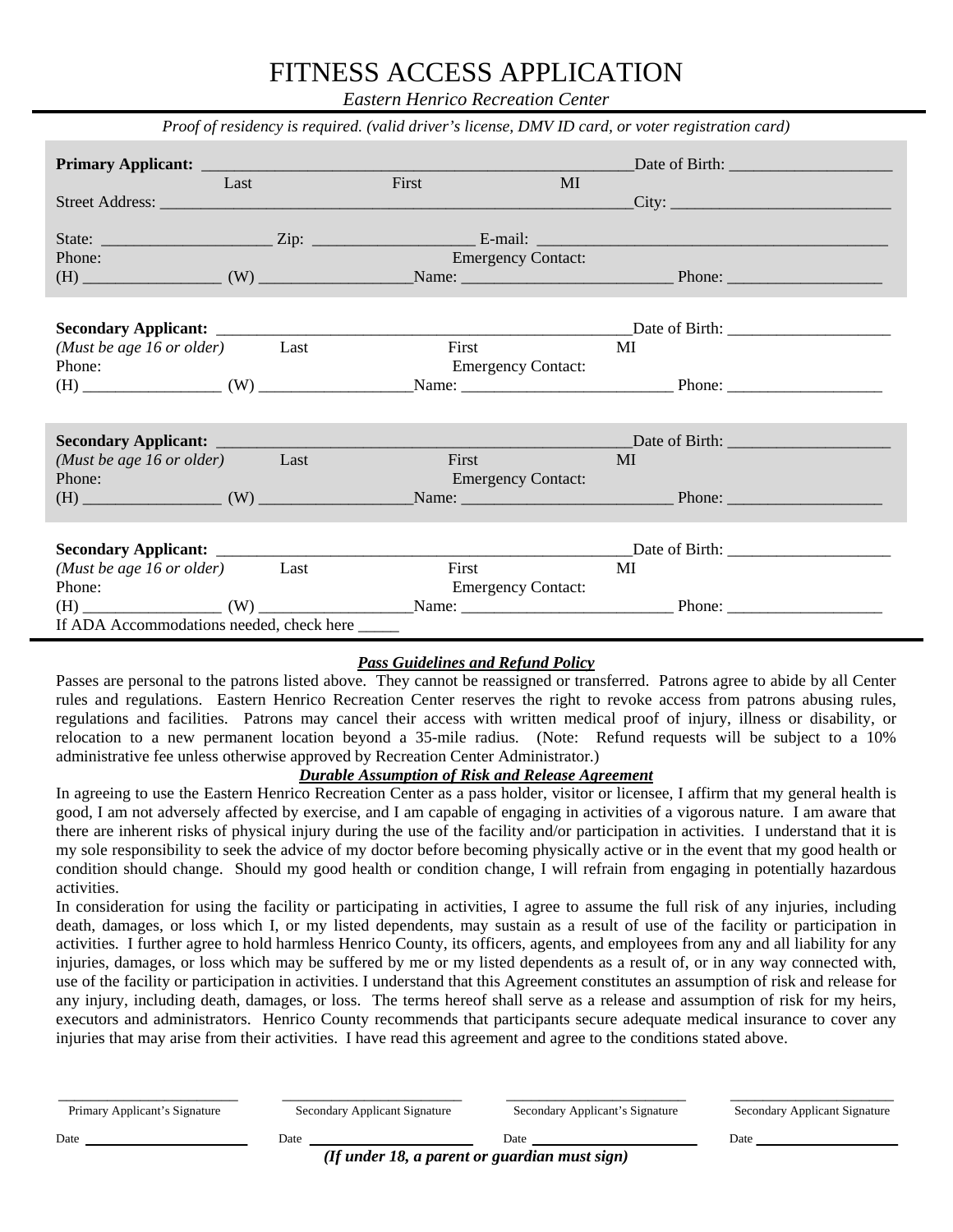# FITNESS ACCESS APPLICATION

*Eastern Henrico Recreation Center*

*Proof of residency is required. (valid driver's license, DMV ID card, or voter registration card)*

**Primary Applicant:** ___________________________________________________ Date of Birth: ___________________
Last First MI

Street Address: _________________________________________________________ City: __________________________

State: ____________________ Zip: ___________________ E-mail: ___________________________________________

Phone: Emergency Contact:

(H) ________________ (W) __________________ Name: ________________________ Phone: __________________

**Secondary Applicant:** ___________________________________________________ Date of Birth: ___________________
*(Must be age 16 or older)* Last First MI

Phone: Emergency Contact:

(H) ________________ (W) __________________ Name: ________________________ Phone: __________________

**Secondary Applicant:** ___________________________________________________ Date of Birth: ___________________
*(Must be age 16 or older)* Last First MI

Phone: Emergency Contact:

(H) ________________ (W) __________________ Name: ________________________ Phone: __________________

**Secondary Applicant:** ___________________________________________________ Date of Birth: ___________________
*(Must be age 16 or older)* Last First MI

Phone: Emergency Contact:

(H) ________________ (W) __________________ Name: ________________________ Phone: __________________

If ADA Accommodations needed, check here _____

***Pass Guidelines and Refund Policy***

Passes are personal to the patrons listed above. They cannot be reassigned or transferred. Patrons agree to abide by all Center rules and regulations. Eastern Henrico Recreation Center reserves the right to revoke access from patrons abusing rules, regulations and facilities. Patrons may cancel their access with written medical proof of injury, illness or disability, or relocation to a new permanent location beyond a 35-mile radius. (Note: Refund requests will be subject to a 10% administrative fee unless otherwise approved by Recreation Center Administrator.)

***Durable Assumption of Risk and Release Agreement***

In agreeing to use the Eastern Henrico Recreation Center as a pass holder, visitor or licensee, I affirm that my general health is good, I am not adversely affected by exercise, and I am capable of engaging in activities of a vigorous nature. I am aware that there are inherent risks of physical injury during the use of the facility and/or participation in activities. I understand that it is my sole responsibility to seek the advice of my doctor before becoming physically active or in the event that my good health or condition should change. Should my good health or condition change, I will refrain from engaging in potentially hazardous activities.

In consideration for using the facility or participating in activities, I agree to assume the full risk of any injuries, including death, damages, or loss which I, or my listed dependents, may sustain as a result of use of the facility or participation in activities. I further agree to hold harmless Henrico County, its officers, agents, and employees from any and all liability for any injuries, damages, or loss which may be suffered by me or my listed dependents as a result of, or in any way connected with, use of the facility or participation in activities. I understand that this Agreement constitutes an assumption of risk and release for any injury, including death, damages, or loss. The terms hereof shall serve as a release and assumption of risk for my heirs, executors and administrators. Henrico County recommends that participants secure adequate medical insurance to cover any injuries that may arise from their activities. I have read this agreement and agree to the conditions stated above.

| ______________________ | ______________________ | ______________________ | ______________________ |
|---|---|---|---|
| Primary Applicant's Signature | Secondary Applicant Signature | Secondary Applicant's Signature | Secondary Applicant Signature |
| Date ______________ | Date ______________ | Date ______________ | Date ______________ |

***(If under 18, a parent or guardian must sign)***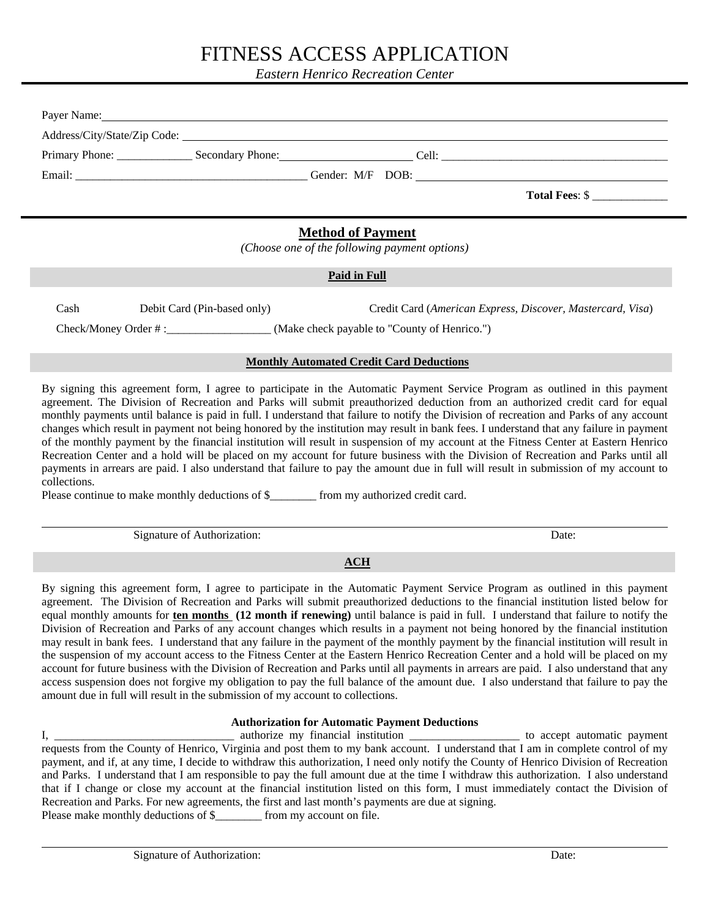# FITNESS ACCESS APPLICATION

*Eastern Henrico Recreation Center*

Payer Name: ________________________________________________

Address/City/State/Zip Code: ________________________________________________

Primary Phone: _____________ Secondary Phone: _______________________ Cell: ________________________________________

Email: ________________________________________ Gender: M/F DOB: ____________________________________________

**Total Fees**: $ _____________

## Method of Payment

*(Choose one of the following payment options)*

### Paid in Full

Cash    Debit Card (Pin-based only)    Credit Card (*American Express, Discover, Mastercard, Visa*)

Check/Money Order # :__________________ (Make check payable to "County of Henrico.")

### Monthly Automated Credit Card Deductions

By signing this agreement form, I agree to participate in the Automatic Payment Service Program as outlined in this payment agreement. The Division of Recreation and Parks will submit preauthorized deduction from an authorized credit card for equal monthly payments until balance is paid in full. I understand that failure to notify the Division of recreation and Parks of any account changes which result in payment not being honored by the institution may result in bank fees. I understand that any failure in payment of the monthly payment by the financial institution will result in suspension of my account at the Fitness Center at Eastern Henrico Recreation Center and a hold will be placed on my account for future business with the Division of Recreation and Parks until all payments in arrears are paid. I also understand that failure to pay the amount due in full will result in submission of my account to collections.

Please continue to make monthly deductions of $________ from my authorized credit card.

Signature of Authorization: ______________________________ Date: __________

### ACH

By signing this agreement form, I agree to participate in the Automatic Payment Service Program as outlined in this payment agreement. The Division of Recreation and Parks will submit preauthorized deductions to the financial institution listed below for equal monthly amounts for **ten months** **(12 month if renewing)** until balance is paid in full. I understand that failure to notify the Division of Recreation and Parks of any account changes which results in a payment not being honored by the financial institution may result in bank fees. I understand that any failure in the payment of the monthly payment by the financial institution will result in the suspension of my account access to the Fitness Center at the Eastern Henrico Recreation Center and a hold will be placed on my account for future business with the Division of Recreation and Parks until all payments in arrears are paid. I also understand that any access suspension does not forgive my obligation to pay the full balance of the amount due. I also understand that failure to pay the amount due in full will result in the submission of my account to collections.

**Authorization for Automatic Payment Deductions**

I, _______________________________ authorize my financial institution ___________________ to accept automatic payment requests from the County of Henrico, Virginia and post them to my bank account. I understand that I am in complete control of my payment, and if, at any time, I decide to withdraw this authorization, I need only notify the County of Henrico Division of Recreation and Parks. I understand that I am responsible to pay the full amount due at the time I withdraw this authorization. I also understand that if I change or close my account at the financial institution listed on this form, I must immediately contact the Division of Recreation and Parks. For new agreements, the first and last month's payments are due at signing.

Please make monthly deductions of $________ from my account on file.

Signature of Authorization: ______________________________ Date: __________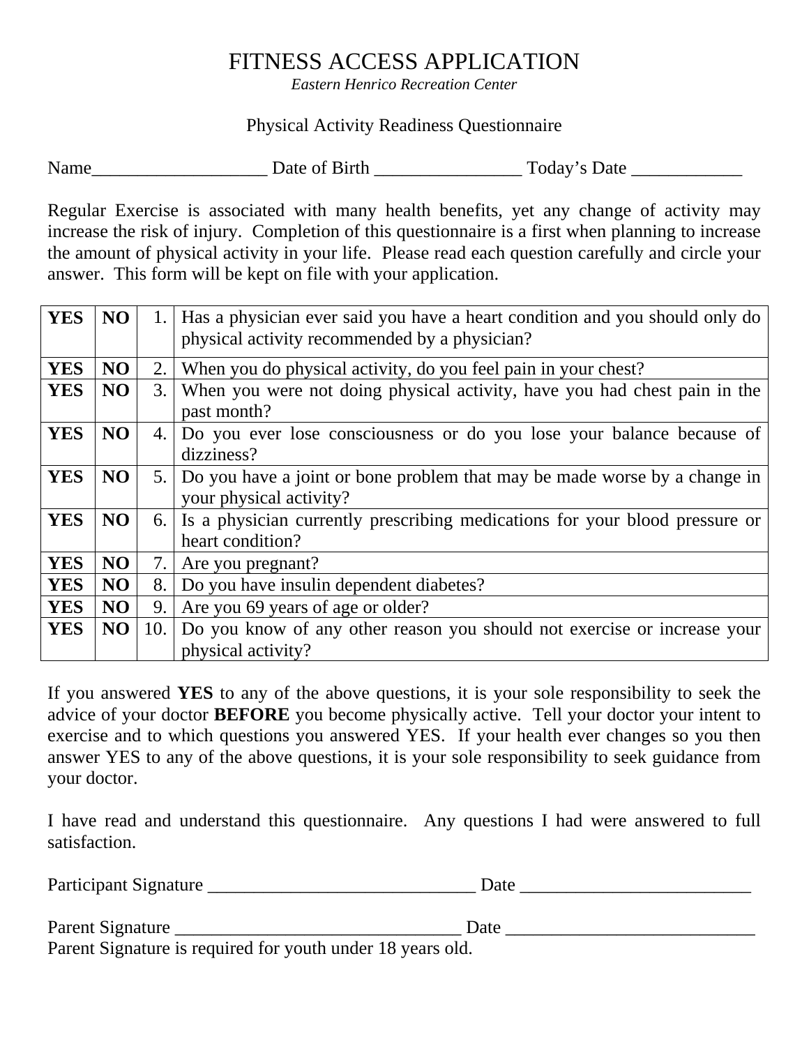# FITNESS ACCESS APPLICATION

*Eastern Henrico Recreation Center*

Physical Activity Readiness Questionnaire

Name____________________ Date of Birth _________________ Today's Date _____________

Regular Exercise is associated with many health benefits, yet any change of activity may increase the risk of injury. Completion of this questionnaire is a first when planning to increase the amount of physical activity in your life. Please read each question carefully and circle your answer. This form will be kept on file with your application.

| | | | |
|---|---|---|---|
| **YES** | **NO** | 1. | Has a physician ever said you have a heart condition and you should only do physical activity recommended by a physician? |
| **YES** | **NO** | 2. | When you do physical activity, do you feel pain in your chest? |
| **YES** | **NO** | 3. | When you were not doing physical activity, have you had chest pain in the past month? |
| **YES** | **NO** | 4. | Do you ever lose consciousness or do you lose your balance because of dizziness? |
| **YES** | **NO** | 5. | Do you have a joint or bone problem that may be made worse by a change in your physical activity? |
| **YES** | **NO** | 6. | Is a physician currently prescribing medications for your blood pressure or heart condition? |
| **YES** | **NO** | 7. | Are you pregnant? |
| **YES** | **NO** | 8. | Do you have insulin dependent diabetes? |
| **YES** | **NO** | 9. | Are you 69 years of age or older? |
| **YES** | **NO** | 10. | Do you know of any other reason you should not exercise or increase your physical activity? |

If you answered **YES** to any of the above questions, it is your sole responsibility to seek the advice of your doctor **BEFORE** you become physically active. Tell your doctor your intent to exercise and to which questions you answered YES. If your health ever changes so you then answer YES to any of the above questions, it is your sole responsibility to seek guidance from your doctor.

I have read and understand this questionnaire. Any questions I had were answered to full satisfaction.

Participant Signature ______________________________ Date __________________________

Parent Signature ________________________________ Date ____________________________

Parent Signature is required for youth under 18 years old.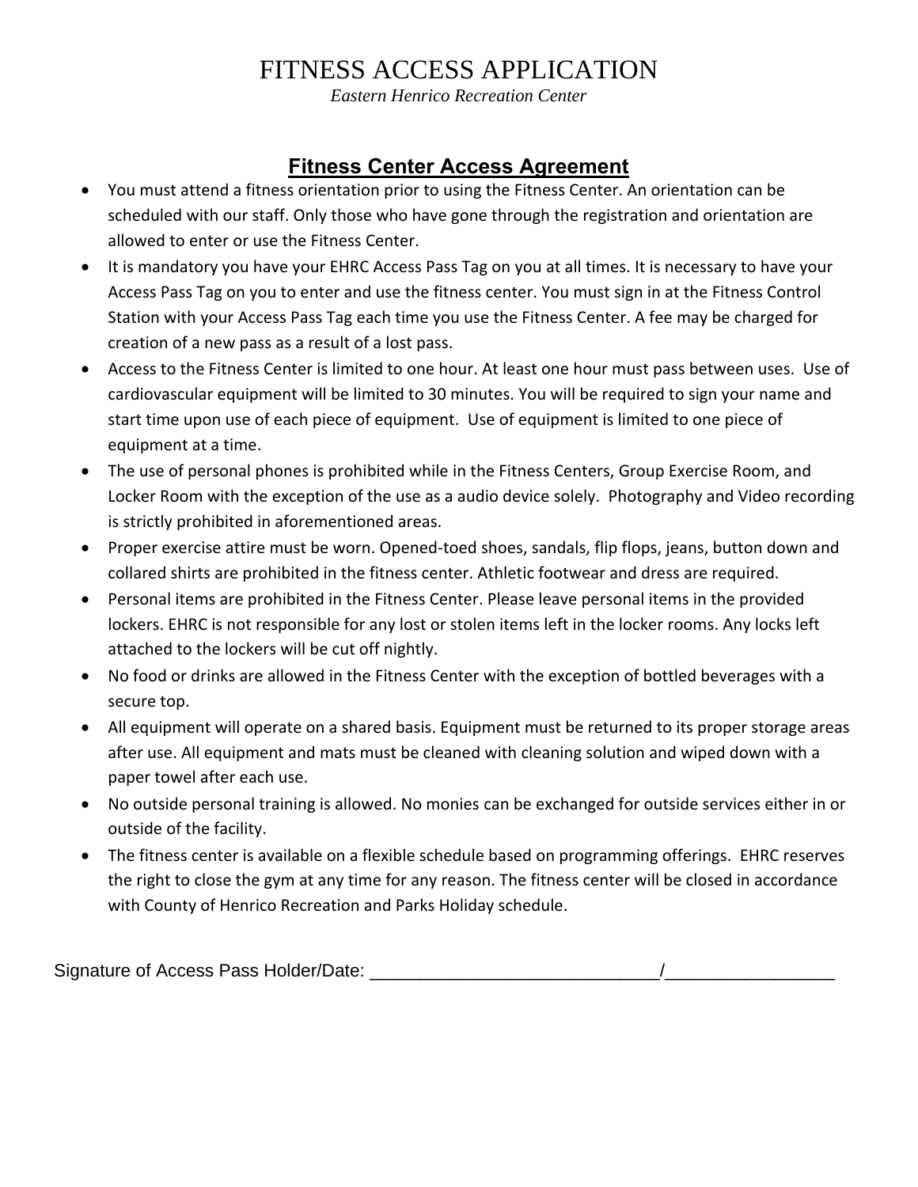# FITNESS ACCESS APPLICATION

*Eastern Henrico Recreation Center*

## Fitness Center Access Agreement

- You must attend a fitness orientation prior to using the Fitness Center. An orientation can be scheduled with our staff. Only those who have gone through the registration and orientation are allowed to enter or use the Fitness Center.
- It is mandatory you have your EHRC Access Pass Tag on you at all times. It is necessary to have your Access Pass Tag on you to enter and use the fitness center. You must sign in at the Fitness Control Station with your Access Pass Tag each time you use the Fitness Center. A fee may be charged for creation of a new pass as a result of a lost pass.
- Access to the Fitness Center is limited to one hour. At least one hour must pass between uses. Use of cardiovascular equipment will be limited to 30 minutes. You will be required to sign your name and start time upon use of each piece of equipment. Use of equipment is limited to one piece of equipment at a time.
- The use of personal phones is prohibited while in the Fitness Centers, Group Exercise Room, and Locker Room with the exception of the use as a audio device solely. Photography and Video recording is strictly prohibited in aforementioned areas.
- Proper exercise attire must be worn. Opened-toed shoes, sandals, flip flops, jeans, button down and collared shirts are prohibited in the fitness center. Athletic footwear and dress are required.
- Personal items are prohibited in the Fitness Center. Please leave personal items in the provided lockers. EHRC is not responsible for any lost or stolen items left in the locker rooms. Any locks left attached to the lockers will be cut off nightly.
- No food or drinks are allowed in the Fitness Center with the exception of bottled beverages with a secure top.
- All equipment will operate on a shared basis. Equipment must be returned to its proper storage areas after use. All equipment and mats must be cleaned with cleaning solution and wiped down with a paper towel after each use.
- No outside personal training is allowed. No monies can be exchanged for outside services either in or outside of the facility.
- The fitness center is available on a flexible schedule based on programming offerings. EHRC reserves the right to close the gym at any time for any reason. The fitness center will be closed in accordance with County of Henrico Recreation and Parks Holiday schedule.

Signature of Access Pass Holder/Date: _____________________________/_________________